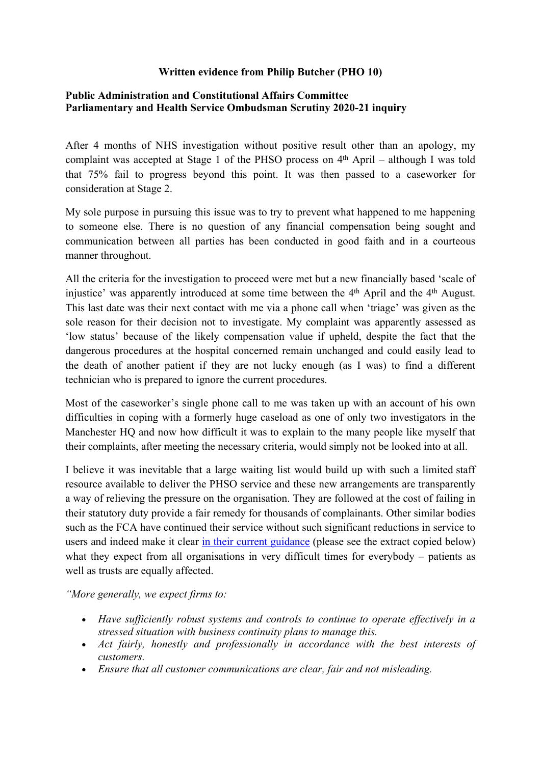**Written evidence from Philip Butcher (PHO 10)**

**Public Administration and Constitutional Affairs Committee**
**Parliamentary and Health Service Ombudsman Scrutiny 2020-21 inquiry**

After 4 months of NHS investigation without positive result other than an apology, my complaint was accepted at Stage 1 of the PHSO process on 4th April – although I was told that 75% fail to progress beyond this point. It was then passed to a caseworker for consideration at Stage 2.

My sole purpose in pursuing this issue was to try to prevent what happened to me happening to someone else. There is no question of any financial compensation being sought and communication between all parties has been conducted in good faith and in a courteous manner throughout.

All the criteria for the investigation to proceed were met but a new financially based 'scale of injustice' was apparently introduced at some time between the 4th April and the 4th August. This last date was their next contact with me via a phone call when 'triage' was given as the sole reason for their decision not to investigate. My complaint was apparently assessed as 'low status' because of the likely compensation value if upheld, despite the fact that the dangerous procedures at the hospital concerned remain unchanged and could easily lead to the death of another patient if they are not lucky enough (as I was) to find a different technician who is prepared to ignore the current procedures.

Most of the caseworker's single phone call to me was taken up with an account of his own difficulties in coping with a formerly huge caseload as one of only two investigators in the Manchester HQ and now how difficult it was to explain to the many people like myself that their complaints, after meeting the necessary criteria, would simply not be looked into at all.

I believe it was inevitable that a large waiting list would build up with such a limited staff resource available to deliver the PHSO service and these new arrangements are transparently a way of relieving the pressure on the organisation. They are followed at the cost of failing in their statutory duty provide a fair remedy for thousands of complainants. Other similar bodies such as the FCA have continued their service without such significant reductions in service to users and indeed make it clear in their current guidance (please see the extract copied below) what they expect from all organisations in very difficult times for everybody – patients as well as trusts are equally affected.

*"More generally, we expect firms to:*

- *Have sufficiently robust systems and controls to continue to operate effectively in a stressed situation with business continuity plans to manage this.*
- *Act fairly, honestly and professionally in accordance with the best interests of customers.*
- *Ensure that all customer communications are clear, fair and not misleading.*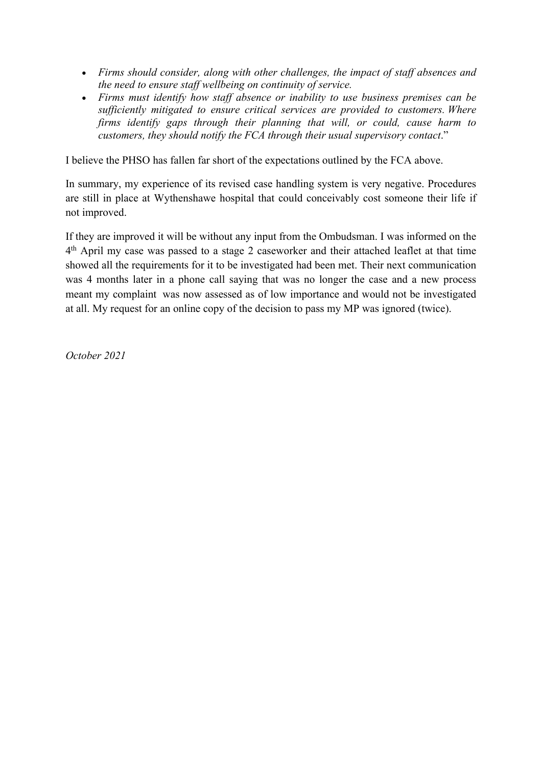- *Firms should consider, along with other challenges, the impact of staff absences and the need to ensure staff wellbeing on continuity of service.*
- *Firms must identify how staff absence or inability to use business premises can be sufficiently mitigated to ensure critical services are provided to customers. Where firms identify gaps through their planning that will, or could, cause harm to customers, they should notify the FCA through their usual supervisory contact*."

I believe the PHSO has fallen far short of the expectations outlined by the FCA above.

In summary, my experience of its revised case handling system is very negative. Procedures are still in place at Wythenshawe hospital that could conceivably cost someone their life if not improved.

If they are improved it will be without any input from the Ombudsman. I was informed on the 4th April my case was passed to a stage 2 caseworker and their attached leaflet at that time showed all the requirements for it to be investigated had been met. Their next communication was 4 months later in a phone call saying that was no longer the case and a new process meant my complaint was now assessed as of low importance and would not be investigated at all. My request for an online copy of the decision to pass my MP was ignored (twice).

*October 2021*